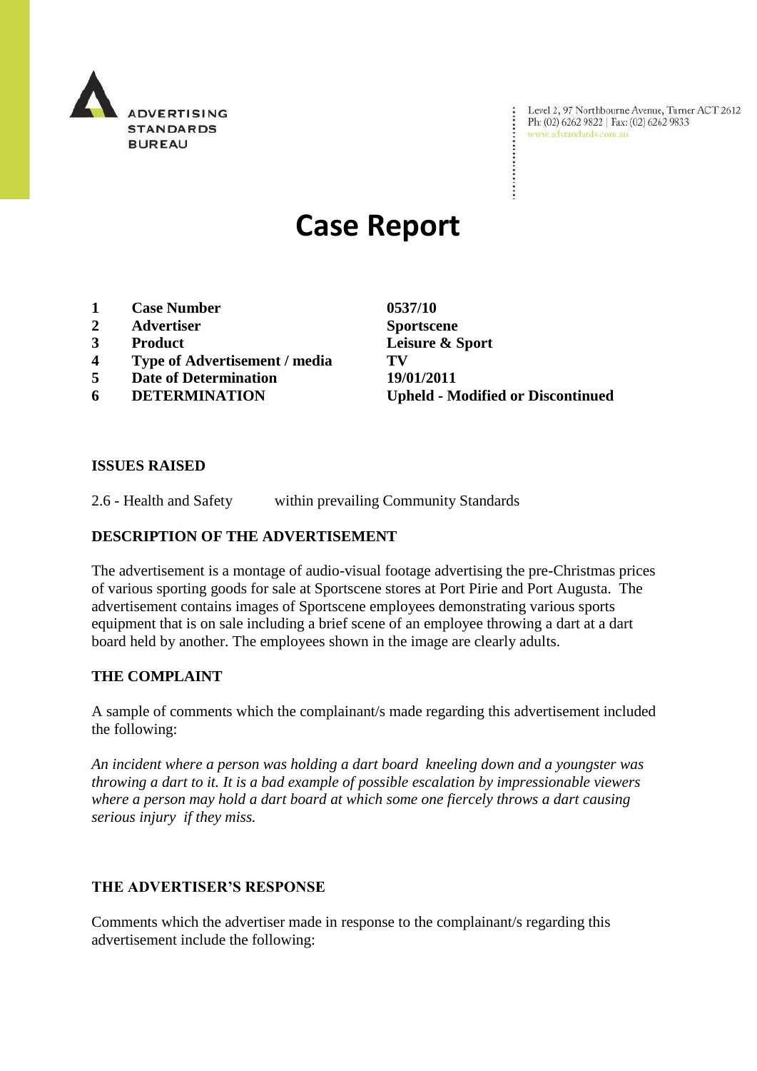ADVERTISING STANDARDS BUREAU

Level 2, 97 Northbourne Avenue, Turner ACT 2612
Ph: (02) 6262 9822 | Fax: (02) 6262 9833
www.adstandards.com.au

# Case Report

| | | |
|---|---|---|
| **1** | **Case Number** | **0537/10** |
| **2** | **Advertiser** | **Sportscene** |
| **3** | **Product** | **Leisure & Sport** |
| **4** | **Type of Advertisement / media** | **TV** |
| **5** | **Date of Determination** | **19/01/2011** |
| **6** | **DETERMINATION** | **Upheld - Modified or Discontinued** |

## ISSUES RAISED

2.6 - Health and Safety within prevailing Community Standards

## DESCRIPTION OF THE ADVERTISEMENT

The advertisement is a montage of audio-visual footage advertising the pre-Christmas prices of various sporting goods for sale at Sportscene stores at Port Pirie and Port Augusta. The advertisement contains images of Sportscene employees demonstrating various sports equipment that is on sale including a brief scene of an employee throwing a dart at a dart board held by another. The employees shown in the image are clearly adults.

## THE COMPLAINT

A sample of comments which the complainant/s made regarding this advertisement included the following:

*An incident where a person was holding a dart board kneeling down and a youngster was throwing a dart to it. It is a bad example of possible escalation by impressionable viewers where a person may hold a dart board at which some one fiercely throws a dart causing serious injury if they miss.*

## THE ADVERTISER'S RESPONSE

Comments which the advertiser made in response to the complainant/s regarding this advertisement include the following: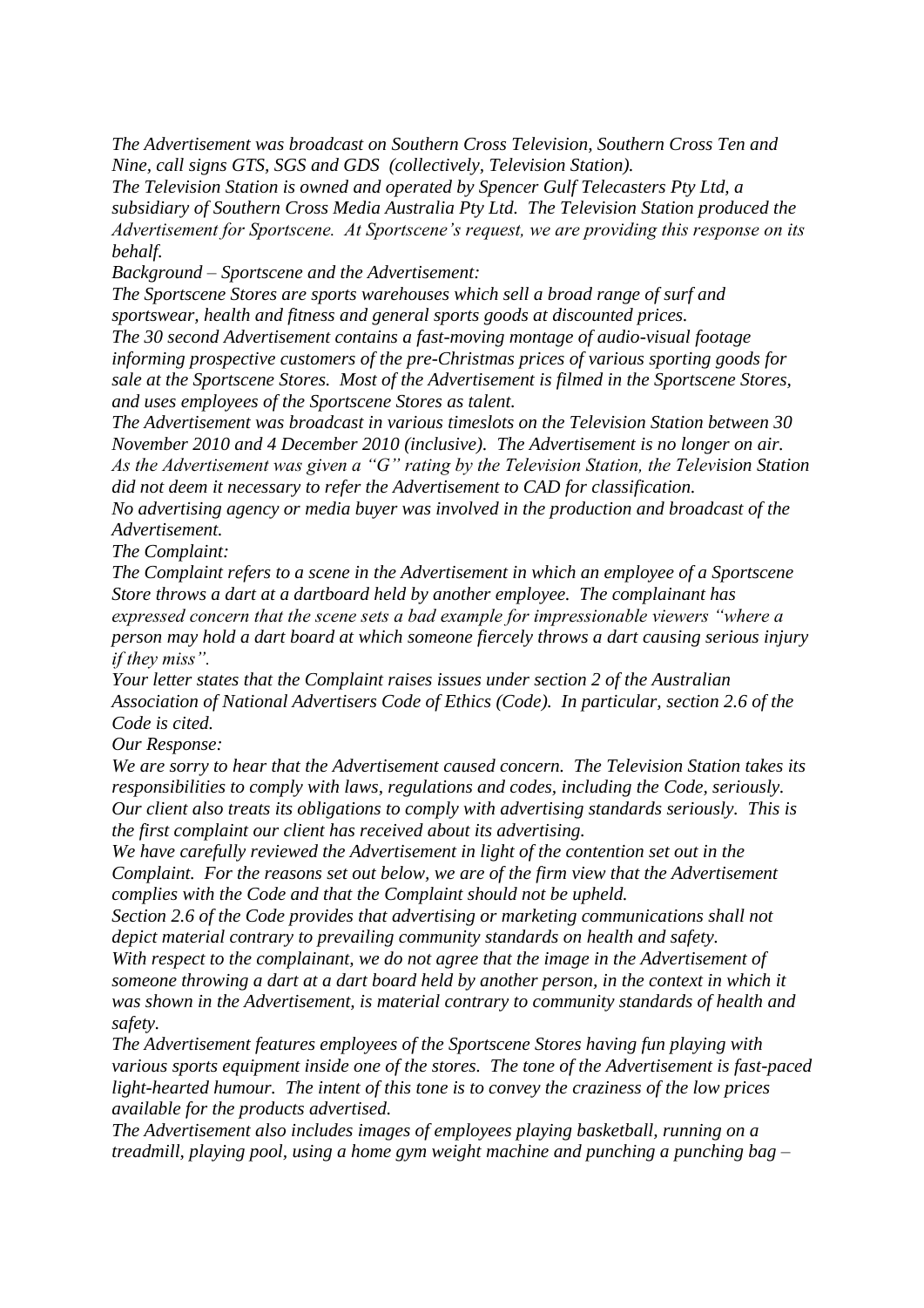*The Advertisement was broadcast on Southern Cross Television, Southern Cross Ten and Nine, call signs GTS, SGS and GDS (collectively, Television Station).*

*The Television Station is owned and operated by Spencer Gulf Telecasters Pty Ltd, a subsidiary of Southern Cross Media Australia Pty Ltd. The Television Station produced the Advertisement for Sportscene. At Sportscene's request, we are providing this response on its behalf.*

*Background – Sportscene and the Advertisement:*

*The Sportscene Stores are sports warehouses which sell a broad range of surf and sportswear, health and fitness and general sports goods at discounted prices.*

*The 30 second Advertisement contains a fast-moving montage of audio-visual footage informing prospective customers of the pre-Christmas prices of various sporting goods for sale at the Sportscene Stores. Most of the Advertisement is filmed in the Sportscene Stores, and uses employees of the Sportscene Stores as talent.*

*The Advertisement was broadcast in various timeslots on the Television Station between 30 November 2010 and 4 December 2010 (inclusive). The Advertisement is no longer on air.*

*As the Advertisement was given a "G" rating by the Television Station, the Television Station did not deem it necessary to refer the Advertisement to CAD for classification.*

*No advertising agency or media buyer was involved in the production and broadcast of the Advertisement.*

*The Complaint:*

*The Complaint refers to a scene in the Advertisement in which an employee of a Sportscene Store throws a dart at a dartboard held by another employee. The complainant has expressed concern that the scene sets a bad example for impressionable viewers "where a person may hold a dart board at which someone fiercely throws a dart causing serious injury if they miss".*

*Your letter states that the Complaint raises issues under section 2 of the Australian Association of National Advertisers Code of Ethics (Code). In particular, section 2.6 of the Code is cited.*

*Our Response:*

*We are sorry to hear that the Advertisement caused concern. The Television Station takes its responsibilities to comply with laws, regulations and codes, including the Code, seriously. Our client also treats its obligations to comply with advertising standards seriously. This is the first complaint our client has received about its advertising.*

*We have carefully reviewed the Advertisement in light of the contention set out in the Complaint. For the reasons set out below, we are of the firm view that the Advertisement complies with the Code and that the Complaint should not be upheld.*

*Section 2.6 of the Code provides that advertising or marketing communications shall not depict material contrary to prevailing community standards on health and safety.*

*With respect to the complainant, we do not agree that the image in the Advertisement of someone throwing a dart at a dart board held by another person, in the context in which it was shown in the Advertisement, is material contrary to community standards of health and safety.*

*The Advertisement features employees of the Sportscene Stores having fun playing with various sports equipment inside one of the stores. The tone of the Advertisement is fast-paced light-hearted humour. The intent of this tone is to convey the craziness of the low prices available for the products advertised.*

*The Advertisement also includes images of employees playing basketball, running on a treadmill, playing pool, using a home gym weight machine and punching a punching bag –*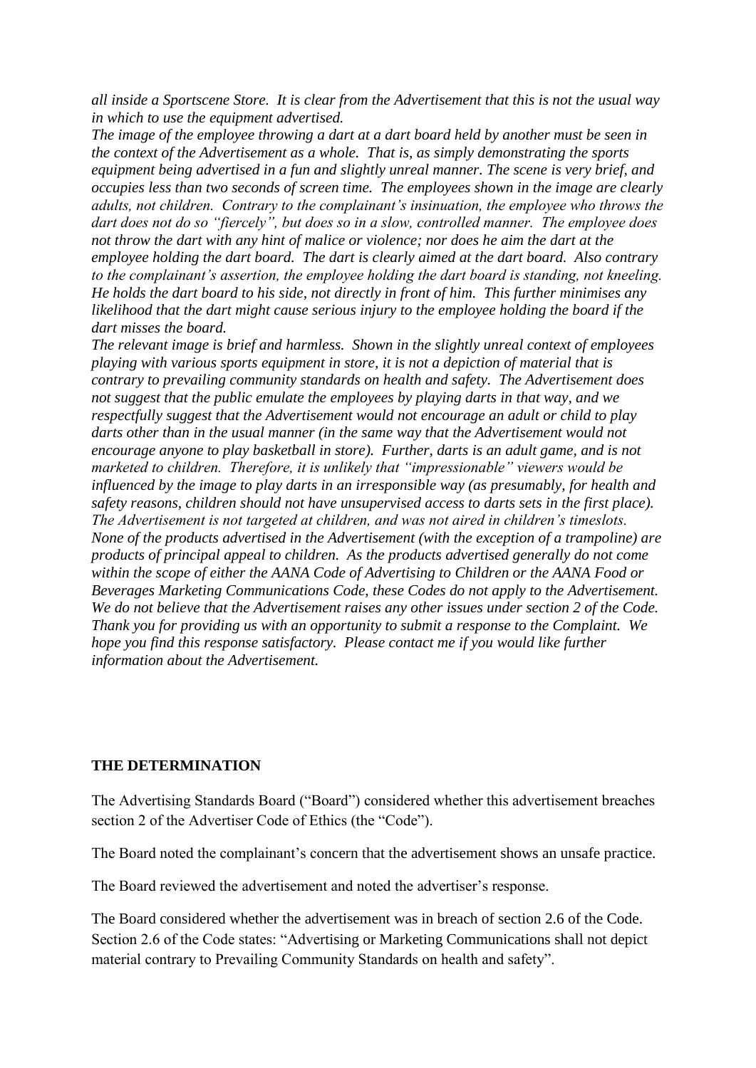*all inside a Sportscene Store. It is clear from the Advertisement that this is not the usual way in which to use the equipment advertised.*

*The image of the employee throwing a dart at a dart board held by another must be seen in the context of the Advertisement as a whole. That is, as simply demonstrating the sports equipment being advertised in a fun and slightly unreal manner. The scene is very brief, and occupies less than two seconds of screen time. The employees shown in the image are clearly adults, not children. Contrary to the complainant's insinuation, the employee who throws the dart does not do so "fiercely", but does so in a slow, controlled manner. The employee does not throw the dart with any hint of malice or violence; nor does he aim the dart at the employee holding the dart board. The dart is clearly aimed at the dart board. Also contrary to the complainant's assertion, the employee holding the dart board is standing, not kneeling. He holds the dart board to his side, not directly in front of him. This further minimises any likelihood that the dart might cause serious injury to the employee holding the board if the dart misses the board.*

*The relevant image is brief and harmless. Shown in the slightly unreal context of employees playing with various sports equipment in store, it is not a depiction of material that is contrary to prevailing community standards on health and safety. The Advertisement does not suggest that the public emulate the employees by playing darts in that way, and we respectfully suggest that the Advertisement would not encourage an adult or child to play darts other than in the usual manner (in the same way that the Advertisement would not encourage anyone to play basketball in store). Further, darts is an adult game, and is not marketed to children. Therefore, it is unlikely that "impressionable" viewers would be influenced by the image to play darts in an irresponsible way (as presumably, for health and safety reasons, children should not have unsupervised access to darts sets in the first place). The Advertisement is not targeted at children, and was not aired in children's timeslots. None of the products advertised in the Advertisement (with the exception of a trampoline) are products of principal appeal to children. As the products advertised generally do not come within the scope of either the AANA Code of Advertising to Children or the AANA Food or Beverages Marketing Communications Code, these Codes do not apply to the Advertisement. We do not believe that the Advertisement raises any other issues under section 2 of the Code. Thank you for providing us with an opportunity to submit a response to the Complaint. We hope you find this response satisfactory. Please contact me if you would like further information about the Advertisement.*

**THE DETERMINATION**

The Advertising Standards Board ("Board") considered whether this advertisement breaches section 2 of the Advertiser Code of Ethics (the "Code").

The Board noted the complainant's concern that the advertisement shows an unsafe practice.

The Board reviewed the advertisement and noted the advertiser's response.

The Board considered whether the advertisement was in breach of section 2.6 of the Code. Section 2.6 of the Code states: "Advertising or Marketing Communications shall not depict material contrary to Prevailing Community Standards on health and safety".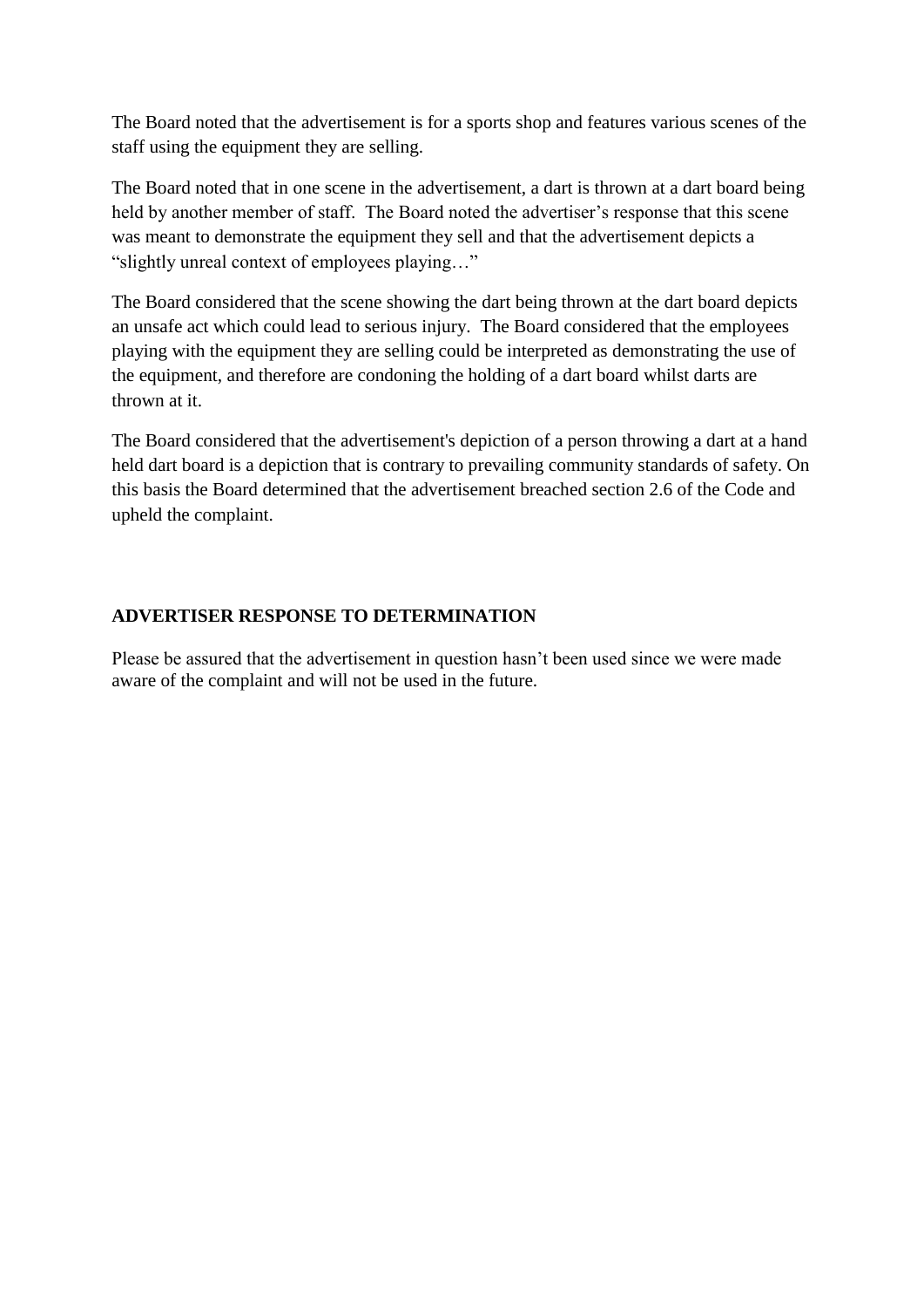The Board noted that the advertisement is for a sports shop and features various scenes of the staff using the equipment they are selling.

The Board noted that in one scene in the advertisement, a dart is thrown at a dart board being held by another member of staff. The Board noted the advertiser's response that this scene was meant to demonstrate the equipment they sell and that the advertisement depicts a "slightly unreal context of employees playing…"

The Board considered that the scene showing the dart being thrown at the dart board depicts an unsafe act which could lead to serious injury. The Board considered that the employees playing with the equipment they are selling could be interpreted as demonstrating the use of the equipment, and therefore are condoning the holding of a dart board whilst darts are thrown at it.

The Board considered that the advertisement's depiction of a person throwing a dart at a hand held dart board is a depiction that is contrary to prevailing community standards of safety. On this basis the Board determined that the advertisement breached section 2.6 of the Code and upheld the complaint.

## ADVERTISER RESPONSE TO DETERMINATION

Please be assured that the advertisement in question hasn't been used since we were made aware of the complaint and will not be used in the future.